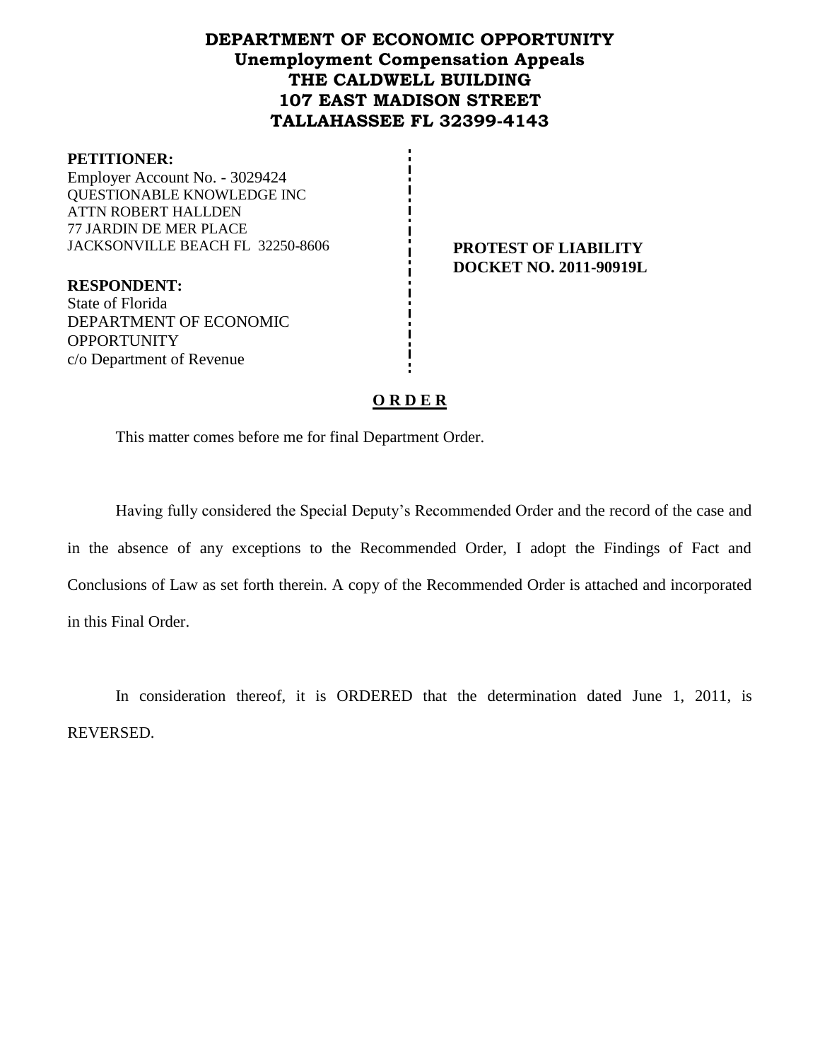# DEPARTMENT OF ECONOMIC OPPORTUNITY
## Unemployment Compensation Appeals
## THE CALDWELL BUILDING
## 107 EAST MADISON STREET
## TALLAHASSEE FL 32399-4143

**PETITIONER:**
Employer Account No. - 3029424
QUESTIONABLE KNOWLEDGE INC
ATTN ROBERT HALLDEN
77 JARDIN DE MER PLACE
JACKSONVILLE BEACH FL 32250-8606

**PROTEST OF LIABILITY**
**DOCKET NO. 2011-90919L**

**RESPONDENT:**
State of Florida
DEPARTMENT OF ECONOMIC OPPORTUNITY
c/o Department of Revenue

**O R D E R**

This matter comes before me for final Department Order.

Having fully considered the Special Deputy's Recommended Order and the record of the case and in the absence of any exceptions to the Recommended Order, I adopt the Findings of Fact and Conclusions of Law as set forth therein. A copy of the Recommended Order is attached and incorporated in this Final Order.

In consideration thereof, it is ORDERED that the determination dated June 1, 2011, is REVERSED.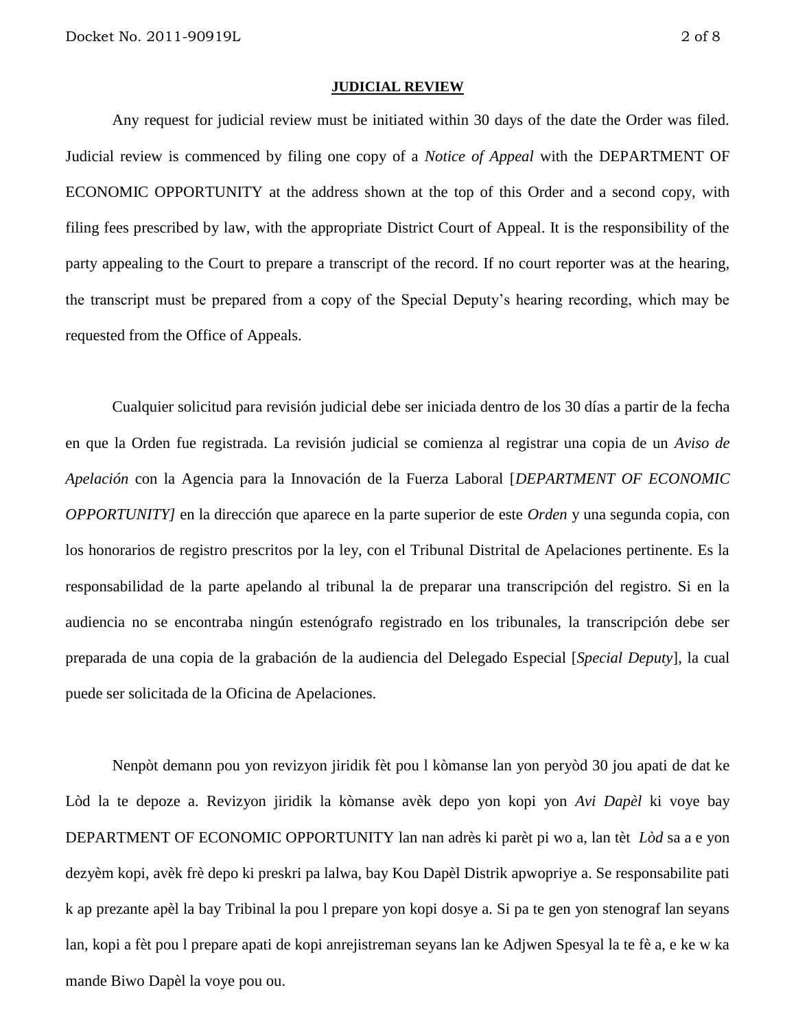**JUDICIAL REVIEW**

Any request for judicial review must be initiated within 30 days of the date the Order was filed. Judicial review is commenced by filing one copy of a *Notice of Appeal* with the DEPARTMENT OF ECONOMIC OPPORTUNITY at the address shown at the top of this Order and a second copy, with filing fees prescribed by law, with the appropriate District Court of Appeal. It is the responsibility of the party appealing to the Court to prepare a transcript of the record. If no court reporter was at the hearing, the transcript must be prepared from a copy of the Special Deputy's hearing recording, which may be requested from the Office of Appeals.

Cualquier solicitud para revisión judicial debe ser iniciada dentro de los 30 días a partir de la fecha en que la Orden fue registrada. La revisión judicial se comienza al registrar una copia de un *Aviso de Apelación* con la Agencia para la Innovación de la Fuerza Laboral [*DEPARTMENT OF ECONOMIC OPPORTUNITY]* en la dirección que aparece en la parte superior de este *Orden* y una segunda copia, con los honorarios de registro prescritos por la ley, con el Tribunal Distrital de Apelaciones pertinente. Es la responsabilidad de la parte apelando al tribunal la de preparar una transcripción del registro. Si en la audiencia no se encontraba ningún estenógrafo registrado en los tribunales, la transcripción debe ser preparada de una copia de la grabación de la audiencia del Delegado Especial [*Special Deputy*], la cual puede ser solicitada de la Oficina de Apelaciones.

Nenpòt demann pou yon revizyon jiridik fèt pou l kòmanse lan yon peryòd 30 jou apati de dat ke Lòd la te depoze a. Revizyon jiridik la kòmanse avèk depo yon kopi yon *Avi Dapèl* ki voye bay DEPARTMENT OF ECONOMIC OPPORTUNITY lan nan adrès ki parèt pi wo a, lan tèt *Lòd* sa a e yon dezyèm kopi, avèk frè depo ki preskri pa lalwa, bay Kou Dapèl Distrik apwopriye a. Se responsabilite pati k ap prezante apèl la bay Tribinal la pou l prepare yon kopi dosye a. Si pa te gen yon stenograf lan seyans lan, kopi a fèt pou l prepare apati de kopi anrejistreman seyans lan ke Adjwen Spesyal la te fè a, e ke w ka mande Biwo Dapèl la voye pou ou.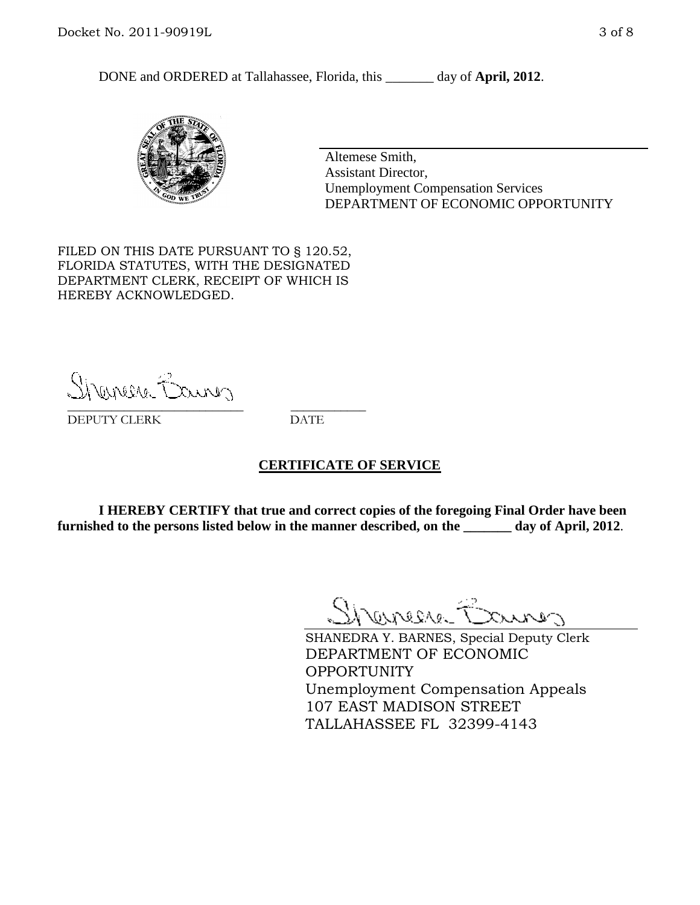DONE and ORDERED at Tallahassee, Florida, this _______ day of **April, 2012**.

Altemese Smith,
Assistant Director,
Unemployment Compensation Services
DEPARTMENT OF ECONOMIC OPPORTUNITY

FILED ON THIS DATE PURSUANT TO § 120.52, FLORIDA STATUTES, WITH THE DESIGNATED DEPARTMENT CLERK, RECEIPT OF WHICH IS HEREBY ACKNOWLEDGED.

___________________________ ___________
DEPUTY CLERK DATE

## CERTIFICATE OF SERVICE

**I HEREBY CERTIFY that true and correct copies of the foregoing Final Order have been furnished to the persons listed below in the manner described, on the _______ day of April, 2012**.

SHANEDRA Y. BARNES, Special Deputy Clerk
DEPARTMENT OF ECONOMIC OPPORTUNITY
Unemployment Compensation Appeals
107 EAST MADISON STREET
TALLAHASSEE FL 32399-4143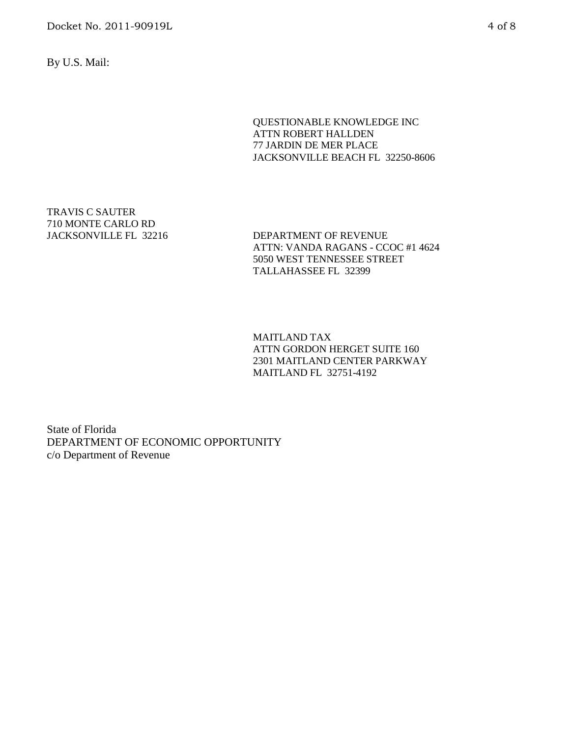By U.S. Mail:

QUESTIONABLE KNOWLEDGE INC
ATTN ROBERT HALLDEN
77 JARDIN DE MER PLACE
JACKSONVILLE BEACH FL 32250-8606

TRAVIS C SAUTER
710 MONTE CARLO RD
JACKSONVILLE FL 32216

DEPARTMENT OF REVENUE
ATTN: VANDA RAGANS - CCOC #1 4624
5050 WEST TENNESSEE STREET
TALLAHASSEE FL 32399

MAITLAND TAX
ATTN GORDON HERGET SUITE 160
2301 MAITLAND CENTER PARKWAY
MAITLAND FL 32751-4192

State of Florida
DEPARTMENT OF ECONOMIC OPPORTUNITY
c/o Department of Revenue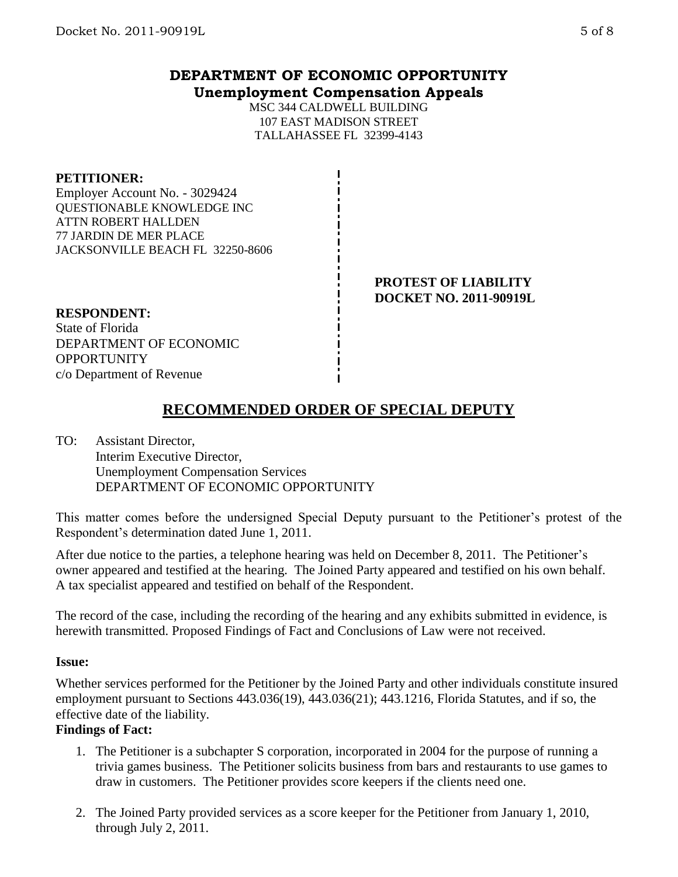**DEPARTMENT OF ECONOMIC OPPORTUNITY**
**Unemployment Compensation Appeals**

MSC 344 CALDWELL BUILDING
107 EAST MADISON STREET
TALLAHASSEE FL 32399-4143

**PETITIONER:**
Employer Account No. - 3029424
QUESTIONABLE KNOWLEDGE INC
ATTN ROBERT HALLDEN
77 JARDIN DE MER PLACE
JACKSONVILLE BEACH FL 32250-8606

**PROTEST OF LIABILITY**
**DOCKET NO. 2011-90919L**

**RESPONDENT:**
State of Florida
DEPARTMENT OF ECONOMIC OPPORTUNITY
c/o Department of Revenue

## RECOMMENDED ORDER OF SPECIAL DEPUTY

TO: Assistant Director,
Interim Executive Director,
Unemployment Compensation Services
DEPARTMENT OF ECONOMIC OPPORTUNITY

This matter comes before the undersigned Special Deputy pursuant to the Petitioner's protest of the Respondent's determination dated June 1, 2011.

After due notice to the parties, a telephone hearing was held on December 8, 2011. The Petitioner's owner appeared and testified at the hearing. The Joined Party appeared and testified on his own behalf. A tax specialist appeared and testified on behalf of the Respondent.

The record of the case, including the recording of the hearing and any exhibits submitted in evidence, is herewith transmitted. Proposed Findings of Fact and Conclusions of Law were not received.

**Issue:**

Whether services performed for the Petitioner by the Joined Party and other individuals constitute insured employment pursuant to Sections 443.036(19), 443.036(21); 443.1216, Florida Statutes, and if so, the effective date of the liability.

**Findings of Fact:**

1. The Petitioner is a subchapter S corporation, incorporated in 2004 for the purpose of running a trivia games business. The Petitioner solicits business from bars and restaurants to use games to draw in customers. The Petitioner provides score keepers if the clients need one.

2. The Joined Party provided services as a score keeper for the Petitioner from January 1, 2010, through July 2, 2011.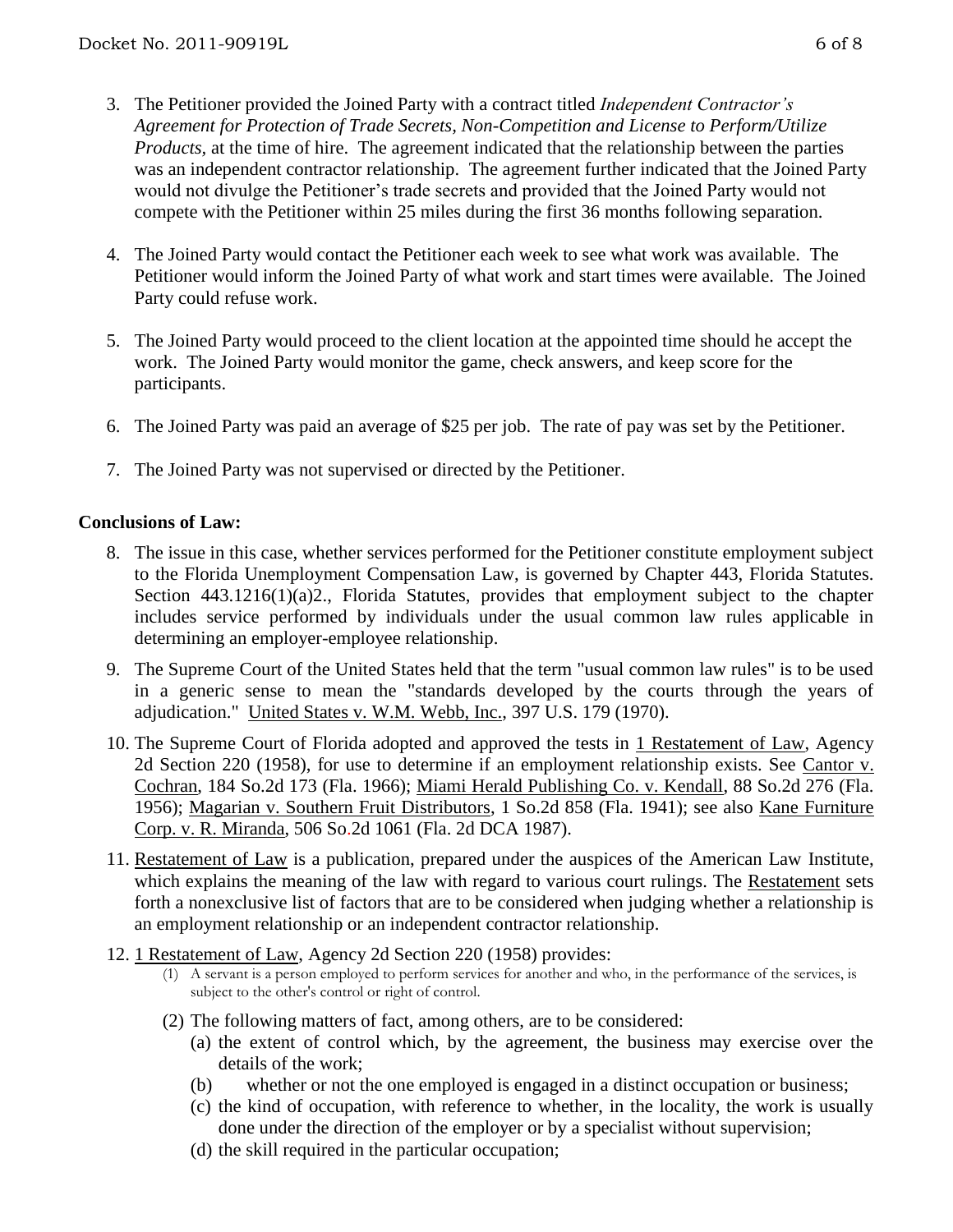3. The Petitioner provided the Joined Party with a contract titled *Independent Contractor's Agreement for Protection of Trade Secrets, Non-Competition and License to Perform/Utilize Products,* at the time of hire. The agreement indicated that the relationship between the parties was an independent contractor relationship. The agreement further indicated that the Joined Party would not divulge the Petitioner's trade secrets and provided that the Joined Party would not compete with the Petitioner within 25 miles during the first 36 months following separation.

4. The Joined Party would contact the Petitioner each week to see what work was available. The Petitioner would inform the Joined Party of what work and start times were available. The Joined Party could refuse work.

5. The Joined Party would proceed to the client location at the appointed time should he accept the work. The Joined Party would monitor the game, check answers, and keep score for the participants.

6. The Joined Party was paid an average of $25 per job. The rate of pay was set by the Petitioner.

7. The Joined Party was not supervised or directed by the Petitioner.

**Conclusions of Law:**

8. The issue in this case, whether services performed for the Petitioner constitute employment subject to the Florida Unemployment Compensation Law, is governed by Chapter 443, Florida Statutes. Section 443.1216(1)(a)2., Florida Statutes, provides that employment subject to the chapter includes service performed by individuals under the usual common law rules applicable in determining an employer-employee relationship.

9. The Supreme Court of the United States held that the term "usual common law rules" is to be used in a generic sense to mean the "standards developed by the courts through the years of adjudication." United States v. W.M. Webb, Inc., 397 U.S. 179 (1970).

10. The Supreme Court of Florida adopted and approved the tests in 1 Restatement of Law, Agency 2d Section 220 (1958), for use to determine if an employment relationship exists. See Cantor v. Cochran, 184 So.2d 173 (Fla. 1966); Miami Herald Publishing Co. v. Kendall, 88 So.2d 276 (Fla. 1956); Magarian v. Southern Fruit Distributors, 1 So.2d 858 (Fla. 1941); see also Kane Furniture Corp. v. R. Miranda, 506 So.2d 1061 (Fla. 2d DCA 1987).

11. Restatement of Law is a publication, prepared under the auspices of the American Law Institute, which explains the meaning of the law with regard to various court rulings. The Restatement sets forth a nonexclusive list of factors that are to be considered when judging whether a relationship is an employment relationship or an independent contractor relationship.

12. 1 Restatement of Law, Agency 2d Section 220 (1958) provides:
    (1) A servant is a person employed to perform services for another and who, in the performance of the services, is subject to the other's control or right of control.
    (2) The following matters of fact, among others, are to be considered:
        (a) the extent of control which, by the agreement, the business may exercise over the details of the work;
        (b) whether or not the one employed is engaged in a distinct occupation or business;
        (c) the kind of occupation, with reference to whether, in the locality, the work is usually done under the direction of the employer or by a specialist without supervision;
        (d) the skill required in the particular occupation;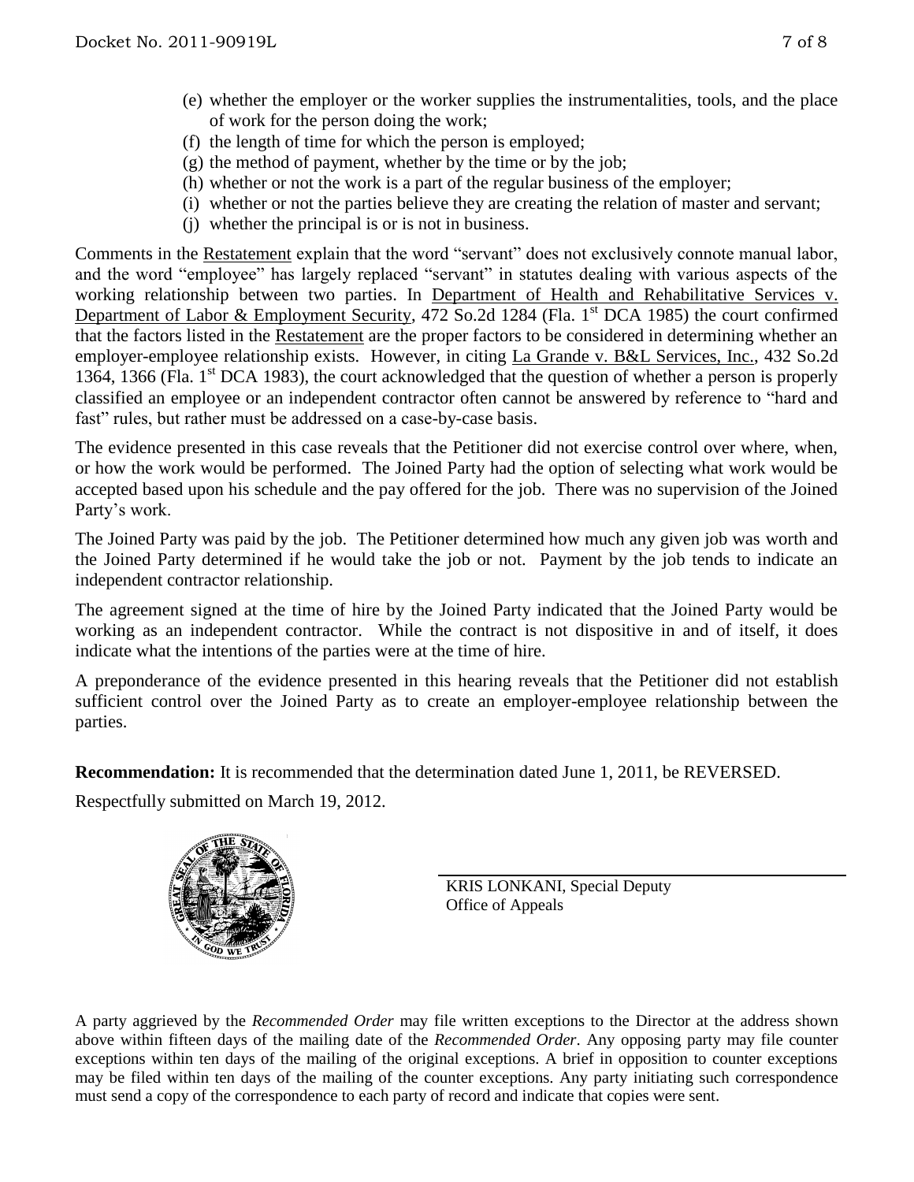- (e) whether the employer or the worker supplies the instrumentalities, tools, and the place of work for the person doing the work;
- (f) the length of time for which the person is employed;
- (g) the method of payment, whether by the time or by the job;
- (h) whether or not the work is a part of the regular business of the employer;
- (i) whether or not the parties believe they are creating the relation of master and servant;
- (j) whether the principal is or is not in business.

Comments in the Restatement explain that the word "servant" does not exclusively connote manual labor, and the word "employee" has largely replaced "servant" in statutes dealing with various aspects of the working relationship between two parties. In Department of Health and Rehabilitative Services v. Department of Labor & Employment Security, 472 So.2d 1284 (Fla. 1st DCA 1985) the court confirmed that the factors listed in the Restatement are the proper factors to be considered in determining whether an employer-employee relationship exists. However, in citing La Grande v. B&L Services, Inc., 432 So.2d 1364, 1366 (Fla. 1st DCA 1983), the court acknowledged that the question of whether a person is properly classified an employee or an independent contractor often cannot be answered by reference to "hard and fast" rules, but rather must be addressed on a case-by-case basis.

The evidence presented in this case reveals that the Petitioner did not exercise control over where, when, or how the work would be performed. The Joined Party had the option of selecting what work would be accepted based upon his schedule and the pay offered for the job. There was no supervision of the Joined Party's work.

The Joined Party was paid by the job. The Petitioner determined how much any given job was worth and the Joined Party determined if he would take the job or not. Payment by the job tends to indicate an independent contractor relationship.

The agreement signed at the time of hire by the Joined Party indicated that the Joined Party would be working as an independent contractor. While the contract is not dispositive in and of itself, it does indicate what the intentions of the parties were at the time of hire.

A preponderance of the evidence presented in this hearing reveals that the Petitioner did not establish sufficient control over the Joined Party as to create an employer-employee relationship between the parties.

**Recommendation:** It is recommended that the determination dated June 1, 2011, be REVERSED.

Respectfully submitted on March 19, 2012.

KRIS LONKANI, Special Deputy
Office of Appeals

A party aggrieved by the *Recommended Order* may file written exceptions to the Director at the address shown above within fifteen days of the mailing date of the *Recommended Order*. Any opposing party may file counter exceptions within ten days of the mailing of the original exceptions. A brief in opposition to counter exceptions may be filed within ten days of the mailing of the counter exceptions. Any party initiating such correspondence must send a copy of the correspondence to each party of record and indicate that copies were sent.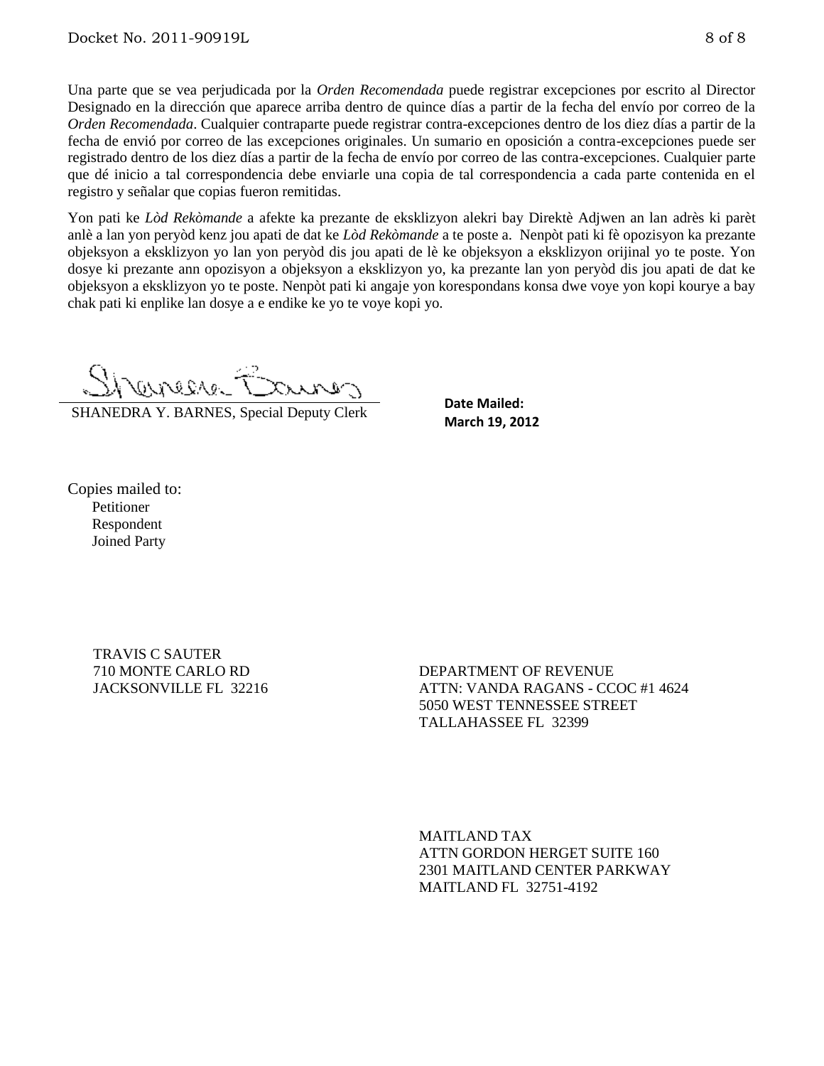Una parte que se vea perjudicada por la *Orden Recomendada* puede registrar excepciones por escrito al Director Designado en la dirección que aparece arriba dentro de quince días a partir de la fecha del envío por correo de la *Orden Recomendada*. Cualquier contraparte puede registrar contra-excepciones dentro de los diez días a partir de la fecha de envió por correo de las excepciones originales. Un sumario en oposición a contra-excepciones puede ser registrado dentro de los diez días a partir de la fecha de envío por correo de las contra-excepciones. Cualquier parte que dé inicio a tal correspondencia debe enviarle una copia de tal correspondencia a cada parte contenida en el registro y señalar que copias fueron remitidas.

Yon pati ke *Lòd Rekòmande* a afekte ka prezante de eksklizyon alekri bay Direktè Adjwen an lan adrès ki parèt anlè a lan yon peryòd kenz jou apati de dat ke *Lòd Rekòmande* a te poste a. Nenpòt pati ki fè opozisyon ka prezante objeksyon a eksklizyon yo lan yon peryòd dis jou apati de lè ke objeksyon a eksklizyon orijinal yo te poste. Yon dosye ki prezante ann opozisyon a objeksyon a eksklizyon yo, ka prezante lan yon peryòd dis jou apati de dat ke objeksyon a eksklizyon yo te poste. Nenpòt pati ki angaje yon korespondans konsa dwe voye yon kopi kourye a bay chak pati ki enplike lan dosye a e endike ke yo te voye kopi yo.

SHANEDRA Y. BARNES, Special Deputy Clerk

**Date Mailed:**
**March 19, 2012**

Copies mailed to:
Petitioner
Respondent
Joined Party

TRAVIS C SAUTER
710 MONTE CARLO RD
JACKSONVILLE FL 32216

DEPARTMENT OF REVENUE
ATTN: VANDA RAGANS - CCOC #1 4624
5050 WEST TENNESSEE STREET
TALLAHASSEE FL 32399

MAITLAND TAX
ATTN GORDON HERGET SUITE 160
2301 MAITLAND CENTER PARKWAY
MAITLAND FL 32751-4192